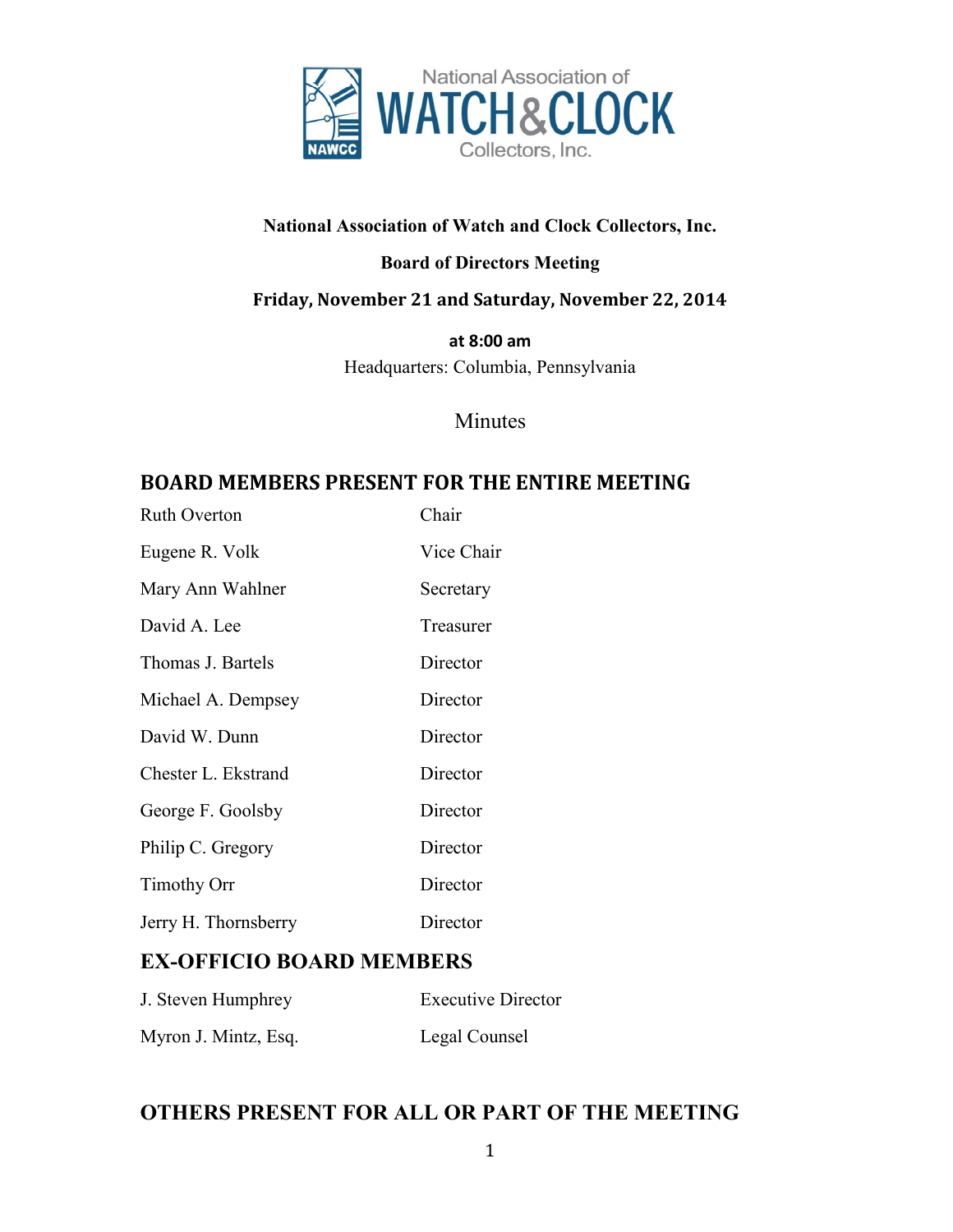National Association of Watch and Clock Collectors, Inc.

**National Association of Watch and Clock Collectors, Inc.**

**Board of Directors Meeting**

**Friday, November 21 and Saturday, November 22, 2014**

**at 8:00 am**

Headquarters: Columbia, Pennsylvania

Minutes

## BOARD MEMBERS PRESENT FOR THE ENTIRE MEETING

| | |
|---|---|
| Ruth Overton | Chair |
| Eugene R. Volk | Vice Chair |
| Mary Ann Wahlner | Secretary |
| David A. Lee | Treasurer |
| Thomas J. Bartels | Director |
| Michael A. Dempsey | Director |
| David W. Dunn | Director |
| Chester L. Ekstrand | Director |
| George F. Goolsby | Director |
| Philip C. Gregory | Director |
| Timothy Orr | Director |
| Jerry H. Thornsberry | Director |

## EX-OFFICIO BOARD MEMBERS

| | |
|---|---|
| J. Steven Humphrey | Executive Director |
| Myron J. Mintz, Esq. | Legal Counsel |

## OTHERS PRESENT FOR ALL OR PART OF THE MEETING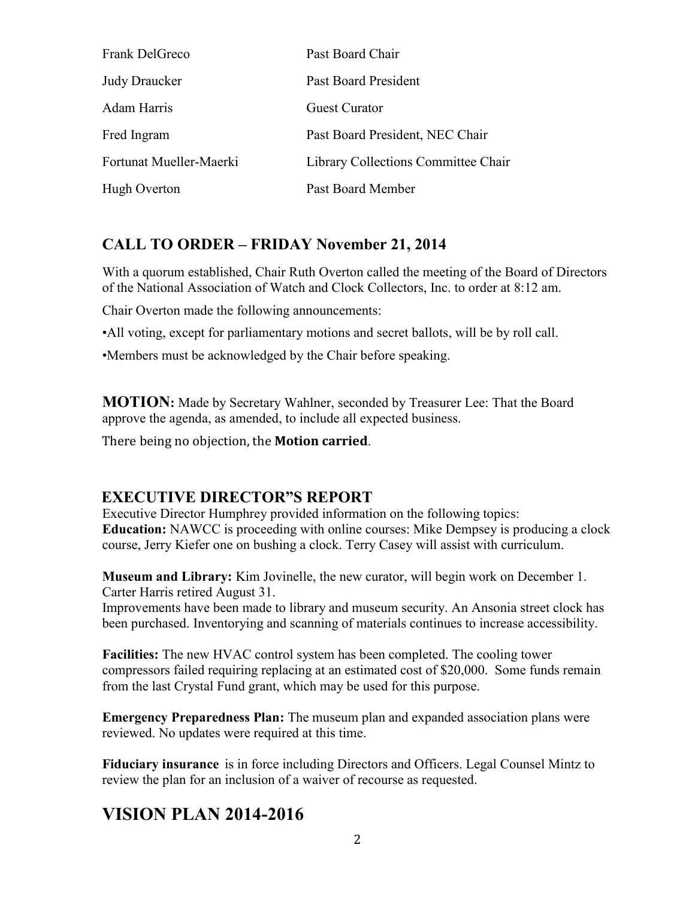| | |
|---|---|
| Frank DelGreco | Past Board Chair |
| Judy Draucker | Past Board President |
| Adam Harris | Guest Curator |
| Fred Ingram | Past Board President, NEC Chair |
| Fortunat Mueller-Maerki | Library Collections Committee Chair |
| Hugh Overton | Past Board Member |

## CALL TO ORDER – FRIDAY November 21, 2014

With a quorum established, Chair Ruth Overton called the meeting of the Board of Directors of the National Association of Watch and Clock Collectors, Inc. to order at 8:12 am.

Chair Overton made the following announcements:

•All voting, except for parliamentary motions and secret ballots, will be by roll call.

•Members must be acknowledged by the Chair before speaking.

**MOTION:** Made by Secretary Wahlner, seconded by Treasurer Lee: That the Board approve the agenda, as amended, to include all expected business.

There being no objection, the **Motion carried**.

## EXECUTIVE DIRECTOR"S REPORT

Executive Director Humphrey provided information on the following topics:

**Education:** NAWCC is proceeding with online courses: Mike Dempsey is producing a clock course, Jerry Kiefer one on bushing a clock. Terry Casey will assist with curriculum.

**Museum and Library:** Kim Jovinelle, the new curator, will begin work on December 1. Carter Harris retired August 31.

Improvements have been made to library and museum security. An Ansonia street clock has been purchased. Inventorying and scanning of materials continues to increase accessibility.

**Facilities:** The new HVAC control system has been completed. The cooling tower compressors failed requiring replacing at an estimated cost of $20,000. Some funds remain from the last Crystal Fund grant, which may be used for this purpose.

**Emergency Preparedness Plan:** The museum plan and expanded association plans were reviewed. No updates were required at this time.

**Fiduciary insurance** is in force including Directors and Officers. Legal Counsel Mintz to review the plan for an inclusion of a waiver of recourse as requested.

# VISION PLAN 2014-2016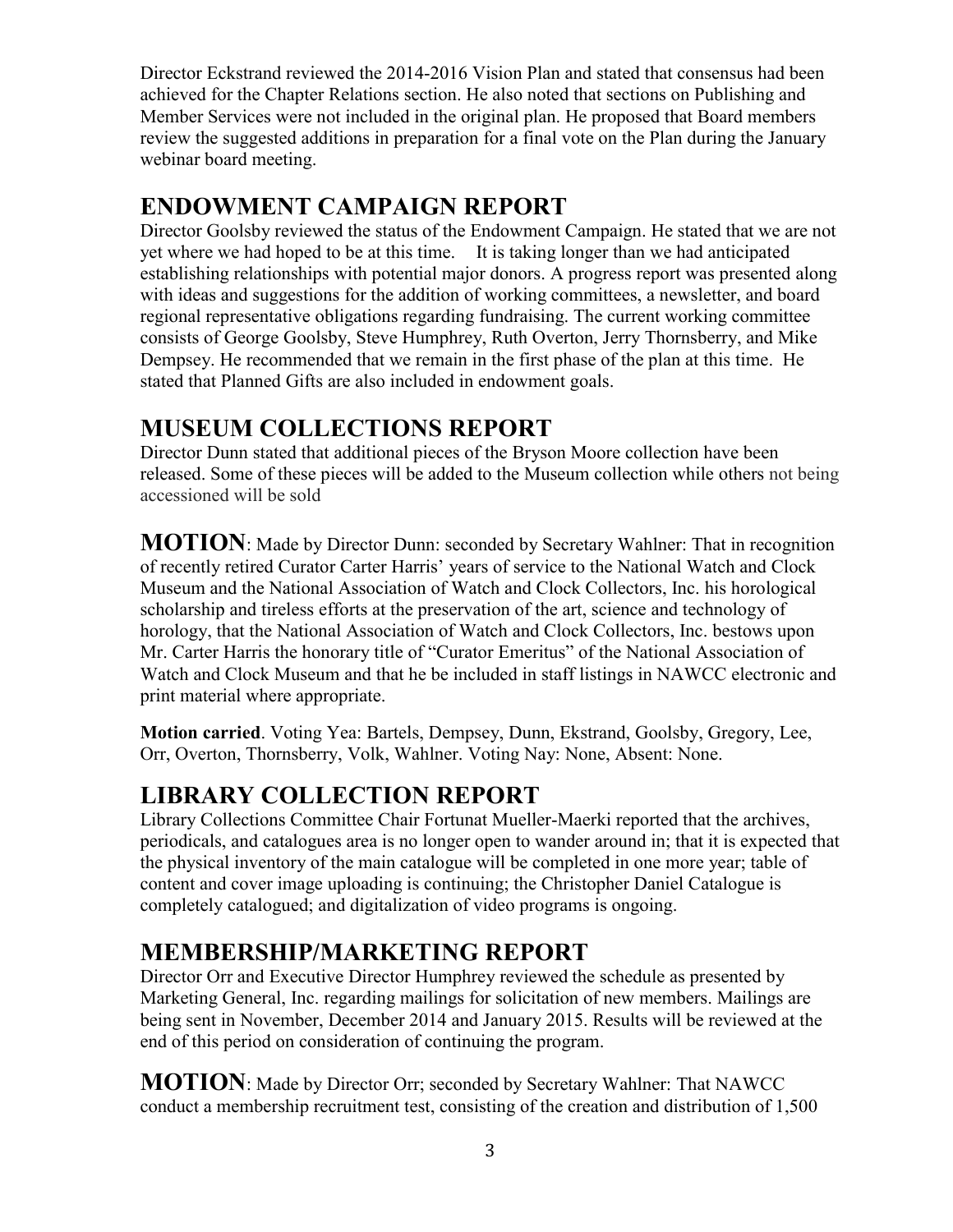Director Eckstrand reviewed the 2014-2016 Vision Plan and stated that consensus had been achieved for the Chapter Relations section. He also noted that sections on Publishing and Member Services were not included in the original plan. He proposed that Board members review the suggested additions in preparation for a final vote on the Plan during the January webinar board meeting.

## ENDOWMENT CAMPAIGN REPORT

Director Goolsby reviewed the status of the Endowment Campaign. He stated that we are not yet where we had hoped to be at this time. It is taking longer than we had anticipated establishing relationships with potential major donors. A progress report was presented along with ideas and suggestions for the addition of working committees, a newsletter, and board regional representative obligations regarding fundraising. The current working committee consists of George Goolsby, Steve Humphrey, Ruth Overton, Jerry Thornsberry, and Mike Dempsey. He recommended that we remain in the first phase of the plan at this time. He stated that Planned Gifts are also included in endowment goals.

## MUSEUM COLLECTIONS REPORT

Director Dunn stated that additional pieces of the Bryson Moore collection have been released. Some of these pieces will be added to the Museum collection while others not being accessioned will be sold

**MOTION**: Made by Director Dunn: seconded by Secretary Wahlner: That in recognition of recently retired Curator Carter Harris' years of service to the National Watch and Clock Museum and the National Association of Watch and Clock Collectors, Inc. his horological scholarship and tireless efforts at the preservation of the art, science and technology of horology, that the National Association of Watch and Clock Collectors, Inc. bestows upon Mr. Carter Harris the honorary title of "Curator Emeritus" of the National Association of Watch and Clock Museum and that he be included in staff listings in NAWCC electronic and print material where appropriate.

**Motion carried**. Voting Yea: Bartels, Dempsey, Dunn, Ekstrand, Goolsby, Gregory, Lee, Orr, Overton, Thornsberry, Volk, Wahlner. Voting Nay: None, Absent: None.

## LIBRARY COLLECTION REPORT

Library Collections Committee Chair Fortunat Mueller-Maerki reported that the archives, periodicals, and catalogues area is no longer open to wander around in; that it is expected that the physical inventory of the main catalogue will be completed in one more year; table of content and cover image uploading is continuing; the Christopher Daniel Catalogue is completely catalogued; and digitalization of video programs is ongoing.

## MEMBERSHIP/MARKETING REPORT

Director Orr and Executive Director Humphrey reviewed the schedule as presented by Marketing General, Inc. regarding mailings for solicitation of new members. Mailings are being sent in November, December 2014 and January 2015. Results will be reviewed at the end of this period on consideration of continuing the program.

**MOTION**: Made by Director Orr; seconded by Secretary Wahlner: That NAWCC conduct a membership recruitment test, consisting of the creation and distribution of 1,500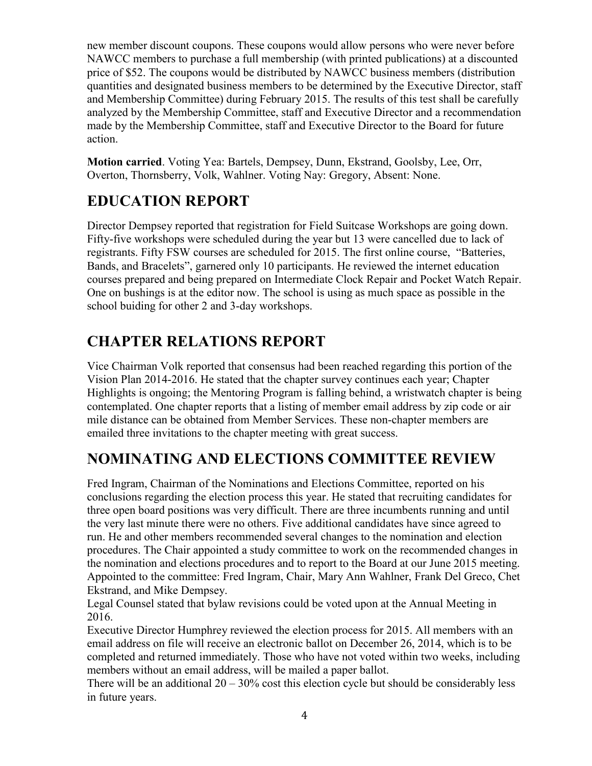new member discount coupons. These coupons would allow persons who were never before NAWCC members to purchase a full membership (with printed publications) at a discounted price of $52. The coupons would be distributed by NAWCC business members (distribution quantities and designated business members to be determined by the Executive Director, staff and Membership Committee) during February 2015. The results of this test shall be carefully analyzed by the Membership Committee, staff and Executive Director and a recommendation made by the Membership Committee, staff and Executive Director to the Board for future action.

**Motion carried**. Voting Yea: Bartels, Dempsey, Dunn, Ekstrand, Goolsby, Lee, Orr, Overton, Thornsberry, Volk, Wahlner. Voting Nay: Gregory, Absent: None.

## EDUCATION REPORT

Director Dempsey reported that registration for Field Suitcase Workshops are going down. Fifty-five workshops were scheduled during the year but 13 were cancelled due to lack of registrants. Fifty FSW courses are scheduled for 2015. The first online course, "Batteries, Bands, and Bracelets", garnered only 10 participants. He reviewed the internet education courses prepared and being prepared on Intermediate Clock Repair and Pocket Watch Repair. One on bushings is at the editor now. The school is using as much space as possible in the school buiding for other 2 and 3-day workshops.

## CHAPTER RELATIONS REPORT

Vice Chairman Volk reported that consensus had been reached regarding this portion of the Vision Plan 2014-2016. He stated that the chapter survey continues each year; Chapter Highlights is ongoing; the Mentoring Program is falling behind, a wristwatch chapter is being contemplated. One chapter reports that a listing of member email address by zip code or air mile distance can be obtained from Member Services. These non-chapter members are emailed three invitations to the chapter meeting with great success.

## NOMINATING AND ELECTIONS COMMITTEE REVIEW

Fred Ingram, Chairman of the Nominations and Elections Committee, reported on his conclusions regarding the election process this year. He stated that recruiting candidates for three open board positions was very difficult. There are three incumbents running and until the very last minute there were no others. Five additional candidates have since agreed to run. He and other members recommended several changes to the nomination and election procedures. The Chair appointed a study committee to work on the recommended changes in the nomination and elections procedures and to report to the Board at our June 2015 meeting. Appointed to the committee: Fred Ingram, Chair, Mary Ann Wahlner, Frank Del Greco, Chet Ekstrand, and Mike Dempsey.

Legal Counsel stated that bylaw revisions could be voted upon at the Annual Meeting in 2016.

Executive Director Humphrey reviewed the election process for 2015. All members with an email address on file will receive an electronic ballot on December 26, 2014, which is to be completed and returned immediately. Those who have not voted within two weeks, including members without an email address, will be mailed a paper ballot.

There will be an additional 20 – 30% cost this election cycle but should be considerably less in future years.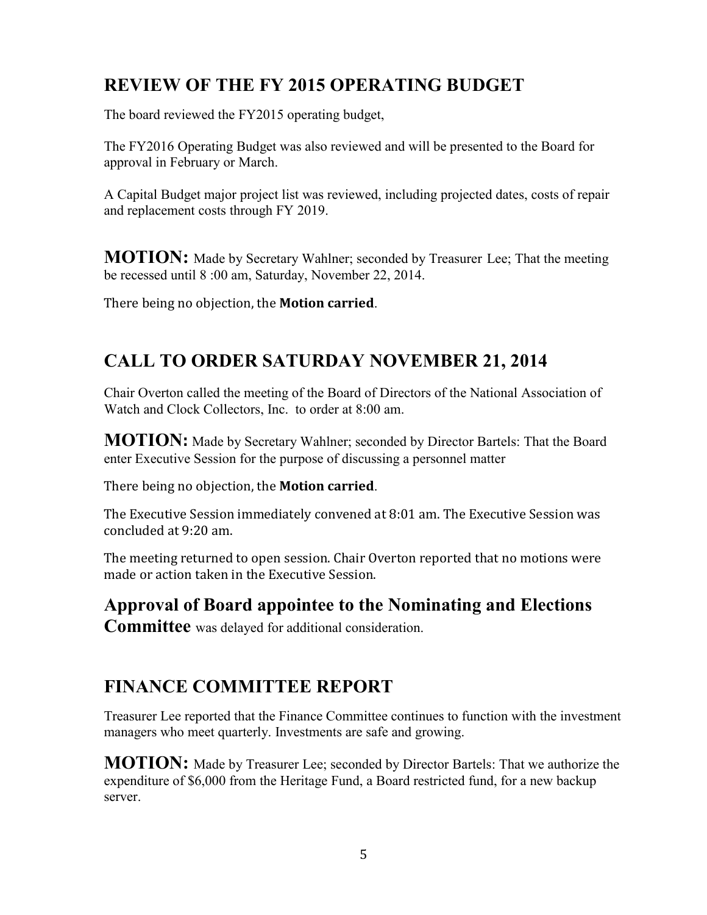## REVIEW OF THE FY 2015 OPERATING BUDGET

The board reviewed the FY2015 operating budget,

The FY2016 Operating Budget was also reviewed and will be presented to the Board for approval in February or March.

A Capital Budget major project list was reviewed, including projected dates, costs of repair and replacement costs through FY 2019.

**MOTION:** Made by Secretary Wahlner; seconded by Treasurer Lee; That the meeting be recessed until 8 :00 am, Saturday, November 22, 2014.

There being no objection, the **Motion carried**.

## CALL TO ORDER SATURDAY NOVEMBER 21, 2014

Chair Overton called the meeting of the Board of Directors of the National Association of Watch and Clock Collectors, Inc. to order at 8:00 am.

**MOTION:** Made by Secretary Wahlner; seconded by Director Bartels: That the Board enter Executive Session for the purpose of discussing a personnel matter

There being no objection, the **Motion carried**.

The Executive Session immediately convened at 8:01 am. The Executive Session was concluded at 9:20 am.

The meeting returned to open session. Chair Overton reported that no motions were made or action taken in the Executive Session.

**Approval of Board appointee to the Nominating and Elections Committee** was delayed for additional consideration.

## FINANCE COMMITTEE REPORT

Treasurer Lee reported that the Finance Committee continues to function with the investment managers who meet quarterly. Investments are safe and growing.

**MOTION:** Made by Treasurer Lee; seconded by Director Bartels: That we authorize the expenditure of $6,000 from the Heritage Fund, a Board restricted fund, for a new backup server.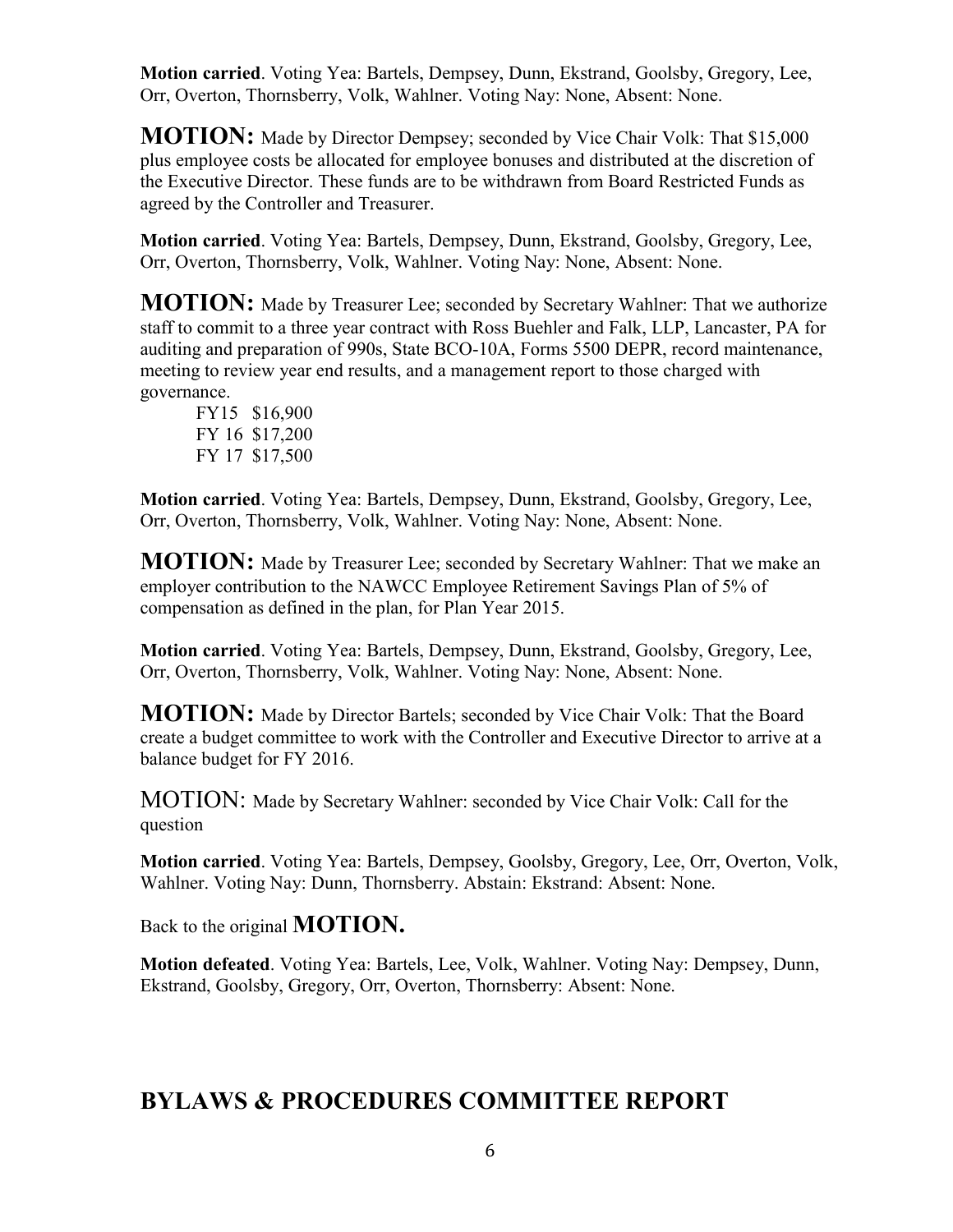**Motion carried**. Voting Yea: Bartels, Dempsey, Dunn, Ekstrand, Goolsby, Gregory, Lee, Orr, Overton, Thornsberry, Volk, Wahlner. Voting Nay: None, Absent: None.

**MOTION:** Made by Director Dempsey; seconded by Vice Chair Volk: That $15,000 plus employee costs be allocated for employee bonuses and distributed at the discretion of the Executive Director. These funds are to be withdrawn from Board Restricted Funds as agreed by the Controller and Treasurer.

**Motion carried**. Voting Yea: Bartels, Dempsey, Dunn, Ekstrand, Goolsby, Gregory, Lee, Orr, Overton, Thornsberry, Volk, Wahlner. Voting Nay: None, Absent: None.

**MOTION:** Made by Treasurer Lee; seconded by Secretary Wahlner: That we authorize staff to commit to a three year contract with Ross Buehler and Falk, LLP, Lancaster, PA for auditing and preparation of 990s, State BCO-10A, Forms 5500 DEPR, record maintenance, meeting to review year end results, and a management report to those charged with governance.

FY15 $16,900
FY 16 $17,200
FY 17 $17,500

**Motion carried**. Voting Yea: Bartels, Dempsey, Dunn, Ekstrand, Goolsby, Gregory, Lee, Orr, Overton, Thornsberry, Volk, Wahlner. Voting Nay: None, Absent: None.

**MOTION:** Made by Treasurer Lee; seconded by Secretary Wahlner: That we make an employer contribution to the NAWCC Employee Retirement Savings Plan of 5% of compensation as defined in the plan, for Plan Year 2015.

**Motion carried**. Voting Yea: Bartels, Dempsey, Dunn, Ekstrand, Goolsby, Gregory, Lee, Orr, Overton, Thornsberry, Volk, Wahlner. Voting Nay: None, Absent: None.

**MOTION:** Made by Director Bartels; seconded by Vice Chair Volk: That the Board create a budget committee to work with the Controller and Executive Director to arrive at a balance budget for FY 2016.

MOTION: Made by Secretary Wahlner: seconded by Vice Chair Volk: Call for the question

**Motion carried**. Voting Yea: Bartels, Dempsey, Goolsby, Gregory, Lee, Orr, Overton, Volk, Wahlner. Voting Nay: Dunn, Thornsberry. Abstain: Ekstrand: Absent: None.

Back to the original **MOTION.**

**Motion defeated**. Voting Yea: Bartels, Lee, Volk, Wahlner. Voting Nay: Dempsey, Dunn, Ekstrand, Goolsby, Gregory, Orr, Overton, Thornsberry: Absent: None.

## BYLAWS & PROCEDURES COMMITTEE REPORT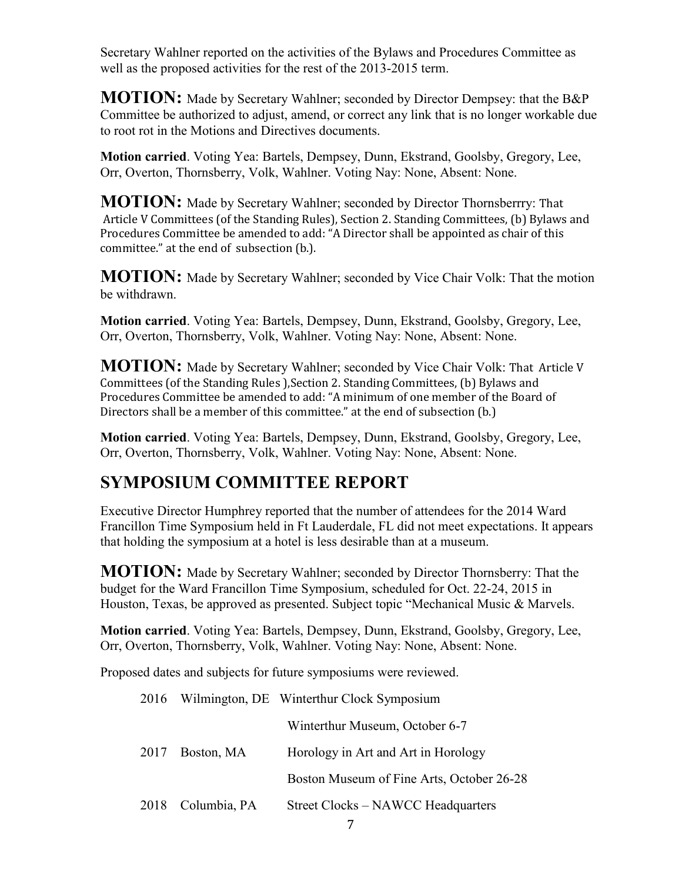Secretary Wahlner reported on the activities of the Bylaws and Procedures Committee as well as the proposed activities for the rest of the 2013-2015 term.

**MOTION:** Made by Secretary Wahlner; seconded by Director Dempsey: that the B&P Committee be authorized to adjust, amend, or correct any link that is no longer workable due to root rot in the Motions and Directives documents.

**Motion carried**. Voting Yea: Bartels, Dempsey, Dunn, Ekstrand, Goolsby, Gregory, Lee, Orr, Overton, Thornsberry, Volk, Wahlner. Voting Nay: None, Absent: None.

**MOTION:** Made by Secretary Wahlner; seconded by Director Thornsberrry: That Article V Committees (of the Standing Rules), Section 2. Standing Committees, (b) Bylaws and Procedures Committee be amended to add: "A Director shall be appointed as chair of this committee." at the end of subsection (b.).

**MOTION:** Made by Secretary Wahlner; seconded by Vice Chair Volk: That the motion be withdrawn.

**Motion carried**. Voting Yea: Bartels, Dempsey, Dunn, Ekstrand, Goolsby, Gregory, Lee, Orr, Overton, Thornsberry, Volk, Wahlner. Voting Nay: None, Absent: None.

**MOTION:** Made by Secretary Wahlner; seconded by Vice Chair Volk: That Article V Committees (of the Standing Rules ),Section 2. Standing Committees, (b) Bylaws and Procedures Committee be amended to add: "A minimum of one member of the Board of Directors shall be a member of this committee." at the end of subsection (b.)

**Motion carried**. Voting Yea: Bartels, Dempsey, Dunn, Ekstrand, Goolsby, Gregory, Lee, Orr, Overton, Thornsberry, Volk, Wahlner. Voting Nay: None, Absent: None.

## SYMPOSIUM COMMITTEE REPORT

Executive Director Humphrey reported that the number of attendees for the 2014 Ward Francillon Time Symposium held in Ft Lauderdale, FL did not meet expectations. It appears that holding the symposium at a hotel is less desirable than at a museum.

**MOTION:** Made by Secretary Wahlner; seconded by Director Thornsberry: That the budget for the Ward Francillon Time Symposium, scheduled for Oct. 22-24, 2015 in Houston, Texas, be approved as presented. Subject topic "Mechanical Music & Marvels.

**Motion carried**. Voting Yea: Bartels, Dempsey, Dunn, Ekstrand, Goolsby, Gregory, Lee, Orr, Overton, Thornsberry, Volk, Wahlner. Voting Nay: None, Absent: None.

Proposed dates and subjects for future symposiums were reviewed.

| | | |
|---|---|---|
| 2016 | Wilmington, DE | Winterthur Clock Symposium |
| | | Winterthur Museum, October 6-7 |
| 2017 | Boston, MA | Horology in Art and Art in Horology |
| | | Boston Museum of Fine Arts, October 26-28 |
| 2018 | Columbia, PA | Street Clocks – NAWCC Headquarters |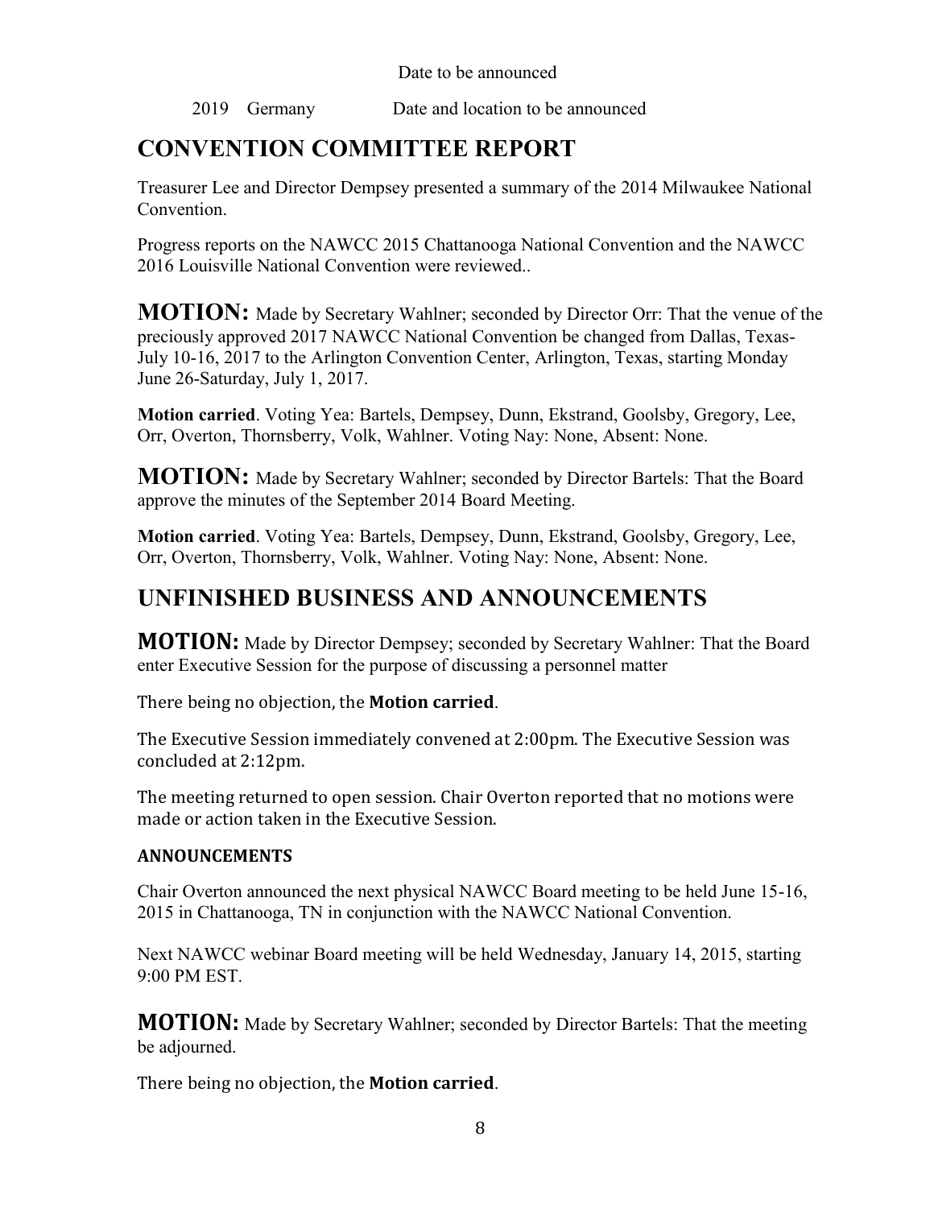Date to be announced

2019 Germany Date and location to be announced

## CONVENTION COMMITTEE REPORT

Treasurer Lee and Director Dempsey presented a summary of the 2014 Milwaukee National Convention.

Progress reports on the NAWCC 2015 Chattanooga National Convention and the NAWCC 2016 Louisville National Convention were reviewed..

**MOTION:** Made by Secretary Wahlner; seconded by Director Orr: That the venue of the preciously approved 2017 NAWCC National Convention be changed from Dallas, Texas- July 10-16, 2017 to the Arlington Convention Center, Arlington, Texas, starting Monday June 26-Saturday, July 1, 2017.

**Motion carried**. Voting Yea: Bartels, Dempsey, Dunn, Ekstrand, Goolsby, Gregory, Lee, Orr, Overton, Thornsberry, Volk, Wahlner. Voting Nay: None, Absent: None.

**MOTION:** Made by Secretary Wahlner; seconded by Director Bartels: That the Board approve the minutes of the September 2014 Board Meeting.

**Motion carried**. Voting Yea: Bartels, Dempsey, Dunn, Ekstrand, Goolsby, Gregory, Lee, Orr, Overton, Thornsberry, Volk, Wahlner. Voting Nay: None, Absent: None.

## UNFINISHED BUSINESS AND ANNOUNCEMENTS

**MOTION:** Made by Director Dempsey; seconded by Secretary Wahlner: That the Board enter Executive Session for the purpose of discussing a personnel matter

There being no objection, the **Motion carried**.

The Executive Session immediately convened at 2:00pm. The Executive Session was concluded at 2:12pm.

The meeting returned to open session. Chair Overton reported that no motions were made or action taken in the Executive Session.

### ANNOUNCEMENTS

Chair Overton announced the next physical NAWCC Board meeting to be held June 15-16, 2015 in Chattanooga, TN in conjunction with the NAWCC National Convention.

Next NAWCC webinar Board meeting will be held Wednesday, January 14, 2015, starting 9:00 PM EST.

**MOTION:** Made by Secretary Wahlner; seconded by Director Bartels: That the meeting be adjourned.

There being no objection, the **Motion carried**.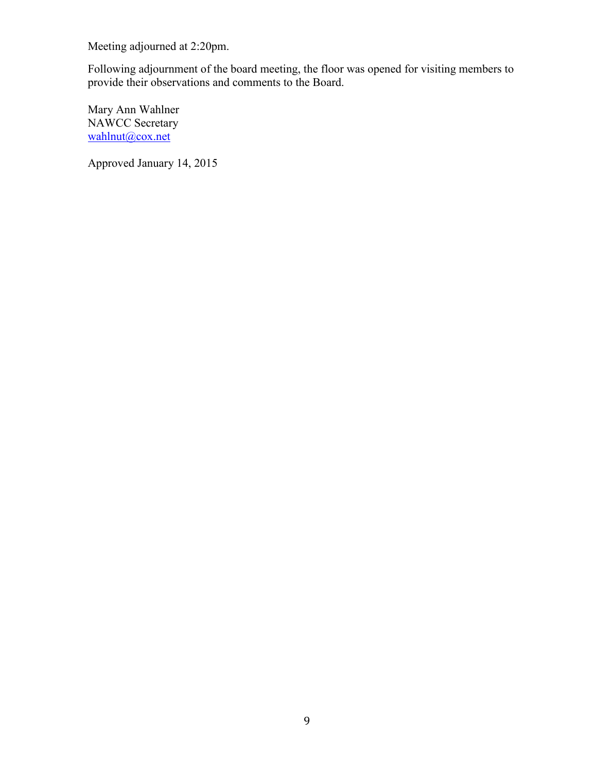Meeting adjourned at 2:20pm.

Following adjournment of the board meeting, the floor was opened for visiting members to provide their observations and comments to the Board.

Mary Ann Wahlner  
NAWCC Secretary  
wahlnut@cox.net

Approved January 14, 2015